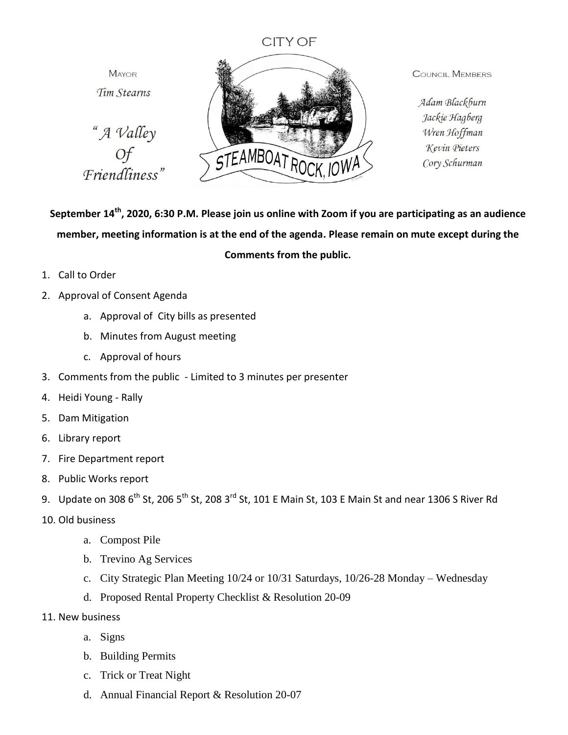CITY OF

MAYOR

*Tim Stearns*

*"A Valley Of Friendliness"*

STEAMBOAT ROCK, IOWA

COUNCIL MEMBERS

*Adam Blackburn*
*Jackie Hagberg*
*Wren Hoffman*
*Kevin Pieters*
*Cory Schurman*

**September 14th, 2020, 6:30 P.M. Please join us online with Zoom if you are participating as an audience member, meeting information is at the end of the agenda. Please remain on mute except during the Comments from the public.**

1. Call to Order
2. Approval of Consent Agenda
    a. Approval of City bills as presented
    b. Minutes from August meeting
    c. Approval of hours
3. Comments from the public - Limited to 3 minutes per presenter
4. Heidi Young - Rally
5. Dam Mitigation
6. Library report
7. Fire Department report
8. Public Works report
9. Update on 308 6th St, 206 5th St, 208 3rd St, 101 E Main St, 103 E Main St and near 1306 S River Rd
10. Old business
    a. Compost Pile
    b. Trevino Ag Services
    c. City Strategic Plan Meeting 10/24 or 10/31 Saturdays, 10/26-28 Monday – Wednesday
    d. Proposed Rental Property Checklist & Resolution 20-09
11. New business
    a. Signs
    b. Building Permits
    c. Trick or Treat Night
    d. Annual Financial Report & Resolution 20-07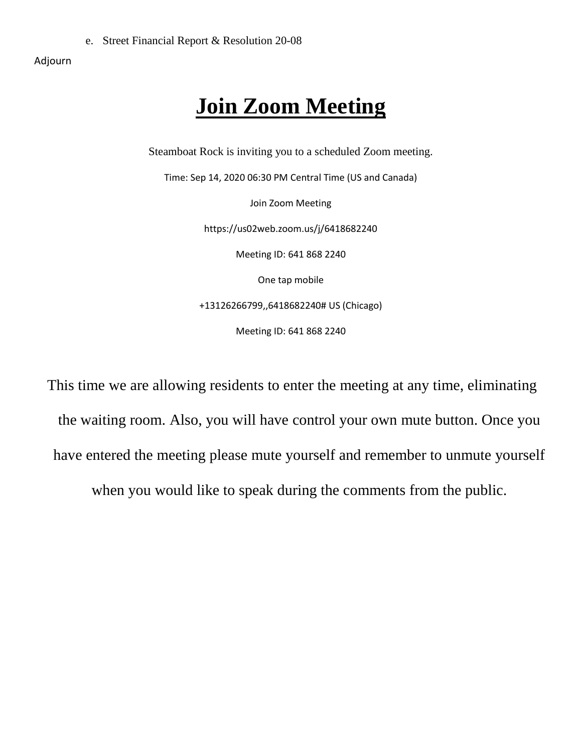e. Street Financial Report & Resolution 20-08

Adjourn

# Join Zoom Meeting

Steamboat Rock is inviting you to a scheduled Zoom meeting.

Time: Sep 14, 2020 06:30 PM Central Time (US and Canada)

Join Zoom Meeting

https://us02web.zoom.us/j/6418682240

Meeting ID: 641 868 2240

One tap mobile

+13126266799,,6418682240# US (Chicago)

Meeting ID: 641 868 2240

This time we are allowing residents to enter the meeting at any time, eliminating the waiting room. Also, you will have control your own mute button. Once you have entered the meeting please mute yourself and remember to unmute yourself when you would like to speak during the comments from the public.